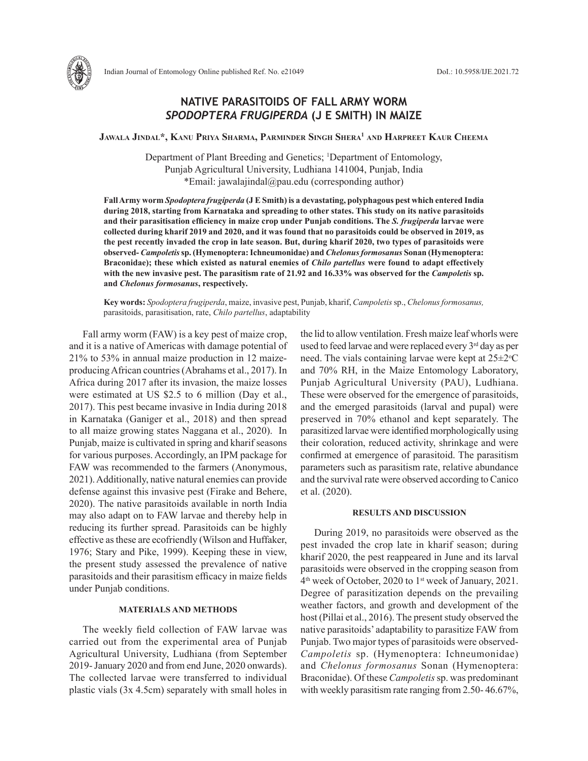# NATIVE PARASITOIDS OF FALL ARMY WORM *SPODOPTERA FRUGIPERDA* (J E SMITH) IN MAIZE

**Jawala Jindal*, Kanu Priya Sharma, Parminder Singh Shera[1] and Harpreet Kaur Cheema**

Department of Plant Breeding and Genetics; [1]Department of Entomology, Punjab Agricultural University, Ludhiana 141004, Punjab, India
*Email: jawalajindal@pau.edu (corresponding author)

**Fall Army worm *Spodoptera frugiperda* (J E Smith) is a devastating, polyphagous pest which entered India during 2018, starting from Karnataka and spreading to other states. This study on its native parasitoids and their parasitisation efficiency in maize crop under Punjab conditions. The *S. frugiperda* larvae were collected during kharif 2019 and 2020, and it was found that no parasitoids could be observed in 2019, as the pest recently invaded the crop in late season. But, during kharif 2020, two types of parasitoids were observed- *Campoletis* sp. (Hymenoptera: Ichneumonidae) and *Chelonus formosanus* Sonan (Hymenoptera: Braconidae); these which existed as natural enemies of *Chilo partellus* were found to adapt effectively with the new invasive pest. The parasitism rate of 21.92 and 16.33% was observed for the *Campoletis* sp. and *Chelonus formosanus*, respectively.**

**Key words:** *Spodoptera frugiperda*, maize, invasive pest, Punjab, kharif, *Campoletis* sp., *Chelonus formosanus,* parasitoids, parasitisation, rate, *Chilo partellus*, adaptability

Fall army worm (FAW) is a key pest of maize crop, and it is a native of Americas with damage potential of 21% to 53% in annual maize production in 12 maize-producing African countries (Abrahams et al., 2017). In Africa during 2017 after its invasion, the maize losses were estimated at US $2.5 to 6 million (Day et al., 2017). This pest became invasive in India during 2018 in Karnataka (Ganiger et al., 2018) and then spread to all maize growing states Naggana et al., 2020). In Punjab, maize is cultivated in spring and kharif seasons for various purposes. Accordingly, an IPM package for FAW was recommended to the farmers (Anonymous, 2021). Additionally, native natural enemies can provide defense against this invasive pest (Firake and Behere, 2020). The native parasitoids available in north India may also adapt on to FAW larvae and thereby help in reducing its further spread. Parasitoids can be highly effective as these are ecofriendly (Wilson and Huffaker, 1976; Stary and Pike, 1999). Keeping these in view, the present study assessed the prevalence of native parasitoids and their parasitism efficacy in maize fields under Punjab conditions.

## MATERIALS AND METHODS

The weekly field collection of FAW larvae was carried out from the experimental area of Punjab Agricultural University, Ludhiana (from September 2019- January 2020 and from end June, 2020 onwards). The collected larvae were transferred to individual plastic vials (3x 4.5cm) separately with small holes in the lid to allow ventilation. Fresh maize leaf whorls were used to feed larvae and were replaced every 3rd day as per need. The vials containing larvae were kept at 25±2°C and 70% RH, in the Maize Entomology Laboratory, Punjab Agricultural University (PAU), Ludhiana. These were observed for the emergence of parasitoids, and the emerged parasitoids (larval and pupal) were preserved in 70% ethanol and kept separately. The parasitized larvae were identified morphologically using their coloration, reduced activity, shrinkage and were confirmed at emergence of parasitoid. The parasitism parameters such as parasitism rate, relative abundance and the survival rate were observed according to Canico et al. (2020).

## RESULTS AND DISCUSSION

During 2019, no parasitoids were observed as the pest invaded the crop late in kharif season; during kharif 2020, the pest reappeared in June and its larval parasitoids were observed in the cropping season from 4th week of October, 2020 to 1st week of January, 2021. Degree of parasitization depends on the prevailing weather factors, and growth and development of the host (Pillai et al., 2016). The present study observed the native parasitoids' adaptability to parasitize FAW from Punjab. Two major types of parasitoids were observed- *Campoletis* sp. (Hymenoptera: Ichneumonidae) and *Chelonus formosanus* Sonan (Hymenoptera: Braconidae). Of these *Campoletis* sp. was predominant with weekly parasitism rate ranging from 2.50- 46.67%,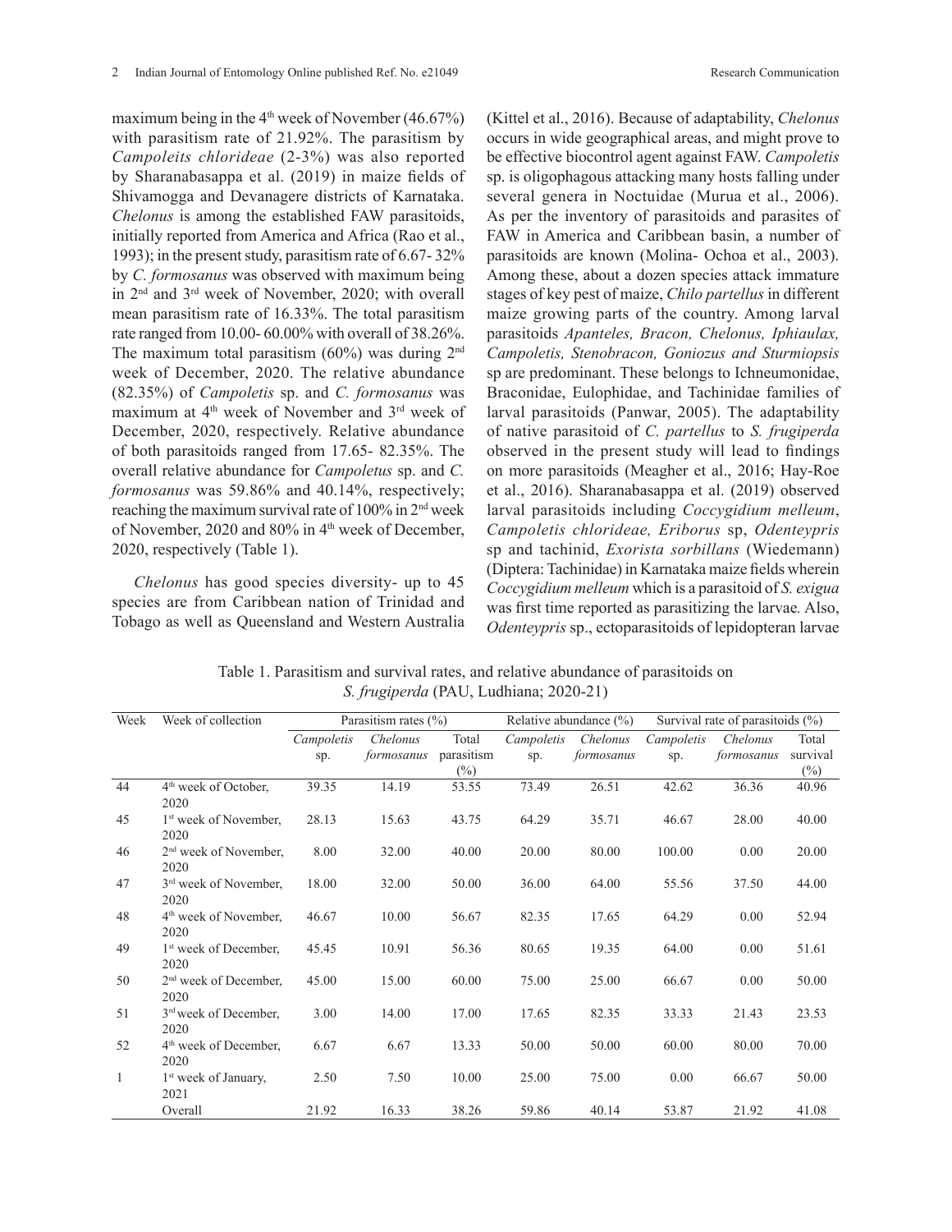maximum being in the 4th week of November (46.67%) with parasitism rate of 21.92%. The parasitism by *Campoleits chlorideae* (2-3%) was also reported by Sharanabasappa et al. (2019) in maize fields of Shivamogga and Devanagere districts of Karnataka. *Chelonus* is among the established FAW parasitoids, initially reported from America and Africa (Rao et al., 1993); in the present study, parasitism rate of 6.67- 32% by *C. formosanus* was observed with maximum being in 2nd and 3rd week of November, 2020; with overall mean parasitism rate of 16.33%. The total parasitism rate ranged from 10.00- 60.00% with overall of 38.26%. The maximum total parasitism (60%) was during 2nd week of December, 2020. The relative abundance (82.35%) of *Campoletis* sp. and *C. formosanus* was maximum at 4th week of November and 3rd week of December, 2020, respectively. Relative abundance of both parasitoids ranged from 17.65- 82.35%. The overall relative abundance for *Campoletus* sp. and *C. formosanus* was 59.86% and 40.14%, respectively; reaching the maximum survival rate of 100% in 2nd week of November, 2020 and 80% in 4th week of December, 2020, respectively (Table 1).

*Chelonus* has good species diversity- up to 45 species are from Caribbean nation of Trinidad and Tobago as well as Queensland and Western Australia (Kittel et al., 2016). Because of adaptability, *Chelonus* occurs in wide geographical areas, and might prove to be effective biocontrol agent against FAW. *Campoletis* sp. is oligophagous attacking many hosts falling under several genera in Noctuidae (Murua et al., 2006). As per the inventory of parasitoids and parasites of FAW in America and Caribbean basin, a number of parasitoids are known (Molina- Ochoa et al., 2003). Among these, about a dozen species attack immature stages of key pest of maize, *Chilo partellus* in different maize growing parts of the country. Among larval parasitoids *Apanteles, Bracon, Chelonus, Iphiaulax, Campoletis, Stenobracon, Goniozus and Sturmiopsis* sp are predominant. These belongs to Ichneumonidae, Braconidae, Eulophidae, and Tachinidae families of larval parasitoids (Panwar, 2005). The adaptability of native parasitoid of *C. partellus* to *S. frugiperda* observed in the present study will lead to findings on more parasitoids (Meagher et al., 2016; Hay-Roe et al., 2016). Sharanabasappa et al. (2019) observed larval parasitoids including *Coccygidium melleum*, *Campoletis chlorideae, Eriborus* sp, *Odenteypris* sp and tachinid, *Exorista sorbillans* (Wiedemann) (Diptera: Tachinidae) in Karnataka maize fields wherein *Coccygidium melleum* which is a parasitoid of *S. exigua* was first time reported as parasitizing the larvae. Also, *Odenteypris* sp., ectoparasitoids of lepidopteran larvae

Table 1. Parasitism and survival rates, and relative abundance of parasitoids on *S. frugiperda* (PAU, Ludhiana; 2020-21)

| Week | Week of collection | Parasitism rates (%) | | | Relative abundance (%) | | Survival rate of parasitoids (%) | | |
|---|---|---|---|---|---|---|---|---|---|
| | | *Campoletis* sp. | *Chelonus formosanus* | Total parasitism (%) | *Campoletis* sp. | *Chelonus formosanus* | *Campoletis* sp. | *Chelonus formosanus* | Total survival (%) |
| 44 | 4th week of October, 2020 | 39.35 | 14.19 | 53.55 | 73.49 | 26.51 | 42.62 | 36.36 | 40.96 |
| 45 | 1st week of November, 2020 | 28.13 | 15.63 | 43.75 | 64.29 | 35.71 | 46.67 | 28.00 | 40.00 |
| 46 | 2nd week of November, 2020 | 8.00 | 32.00 | 40.00 | 20.00 | 80.00 | 100.00 | 0.00 | 20.00 |
| 47 | 3rd week of November, 2020 | 18.00 | 32.00 | 50.00 | 36.00 | 64.00 | 55.56 | 37.50 | 44.00 |
| 48 | 4th week of November, 2020 | 46.67 | 10.00 | 56.67 | 82.35 | 17.65 | 64.29 | 0.00 | 52.94 |
| 49 | 1st week of December, 2020 | 45.45 | 10.91 | 56.36 | 80.65 | 19.35 | 64.00 | 0.00 | 51.61 |
| 50 | 2nd week of December, 2020 | 45.00 | 15.00 | 60.00 | 75.00 | 25.00 | 66.67 | 0.00 | 50.00 |
| 51 | 3rd week of December, 2020 | 3.00 | 14.00 | 17.00 | 17.65 | 82.35 | 33.33 | 21.43 | 23.53 |
| 52 | 4th week of December, 2020 | 6.67 | 6.67 | 13.33 | 50.00 | 50.00 | 60.00 | 80.00 | 70.00 |
| 1 | 1st week of January, 2021 | 2.50 | 7.50 | 10.00 | 25.00 | 75.00 | 0.00 | 66.67 | 50.00 |
| | Overall | 21.92 | 16.33 | 38.26 | 59.86 | 40.14 | 53.87 | 21.92 | 41.08 |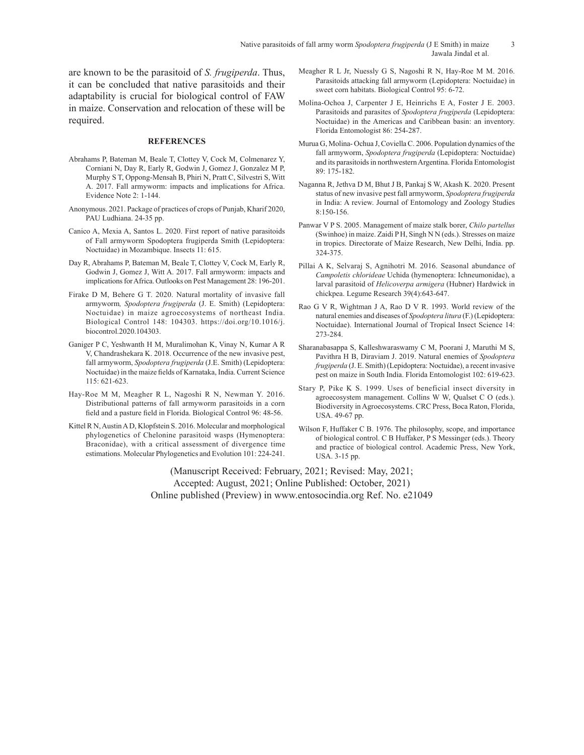are known to be the parasitoid of *S. frugiperda*. Thus, it can be concluded that native parasitoids and their adaptability is crucial for biological control of FAW in maize. Conservation and relocation of these will be required.

## REFERENCES

Abrahams P, Bateman M, Beale T, Clottey V, Cock M, Colmenarez Y, Corniani N, Day R, Early R, Godwin J, Gomez J, Gonzalez M P, Murphy S T, Oppong-Mensah B, Phiri N, Pratt C, Silvestri S, Witt A. 2017. Fall armyworm: impacts and implications for Africa. Evidence Note 2: 1-144.

Anonymous. 2021. Package of practices of crops of Punjab, Kharif 2020, PAU Ludhiana. 24-35 pp.

Canico A, Mexia A, Santos L. 2020. First report of native parasitoids of Fall armyworm Spodoptera frugiperda Smith (Lepidoptera: Noctuidae) in Mozambique. Insects 11: 615.

Day R, Abrahams P, Bateman M, Beale T, Clottey V, Cock M, Early R, Godwin J, Gomez J, Witt A. 2017. Fall armyworm: impacts and implications for Africa. Outlooks on Pest Management 28: 196-201.

Firake D M, Behere G T. 2020. Natural mortality of invasive fall armyworm, *Spodoptera frugiperda* (J. E. Smith) (Lepidoptera: Noctuidae) in maize agroecosystems of northeast India. Biological Control 148: 104303. https://doi.org/10.1016/j.biocontrol.2020.104303.

Ganiger P C, Yeshwanth H M, Muralimohan K, Vinay N, Kumar A R V, Chandrashekara K. 2018. Occurrence of the new invasive pest, fall armyworm, *Spodoptera frugiperda* (J.E. Smith) (Lepidoptera: Noctuidae) in the maize fields of Karnataka, India. Current Science 115: 621-623.

Hay-Roe M M, Meagher R L, Nagoshi R N, Newman Y. 2016. Distributional patterns of fall armyworm parasitoids in a corn field and a pasture field in Florida. Biological Control 96: 48-56.

Kittel R N, Austin A D, Klopfstein S. 2016. Molecular and morphological phylogenetics of Chelonine parasitoid wasps (Hymenoptera: Braconidae), with a critical assessment of divergence time estimations. Molecular Phylogenetics and Evolution 101: 224-241.

Meagher R L Jr, Nuessly G S, Nagoshi R N, Hay-Roe M M. 2016. Parasitoids attacking fall armyworm (Lepidoptera: Noctuidae) in sweet corn habitats. Biological Control 95: 6-72.

Molina-Ochoa J, Carpenter J E, Heinrichs E A, Foster J E. 2003. Parasitoids and parasites of *Spodoptera frugiperda* (Lepidoptera: Noctuidae) in the Americas and Caribbean basin: an inventory. Florida Entomologist 86: 254-287.

Murua G, Molina- Ochua J, Coviella C. 2006. Population dynamics of the fall armyworm, *Spodoptera frugiperda* (Lepidoptera: Noctuidae) and its parasitoids in northwestern Argentina. Florida Entomologist 89: 175-182.

Naganna R, Jethva D M, Bhut J B, Pankaj S W, Akash K. 2020. Present status of new invasive pest fall armyworm, *Spodoptera frugiperda* in India: A review. Journal of Entomology and Zoology Studies 8:150-156.

Panwar V P S. 2005. Management of maize stalk borer, *Chilo partellus* (Swinhoe) in maize. Zaidi P H, Singh N N (eds.). Stresses on maize in tropics. Directorate of Maize Research, New Delhi, India. pp. 324-375.

Pillai A K, Selvaraj S, Agnihotri M. 2016. Seasonal abundance of *Campoletis chlorideae* Uchida (hymenoptera: Ichneumonidae), a larval parasitoid of *Helicoverpa armigera* (Hubner) Hardwick in chickpea. Legume Research 39(4):643-647.

Rao G V R, Wightman J A, Rao D V R. 1993. World review of the natural enemies and diseases of *Spodoptera litura* (F.) (Lepidoptera: Noctuidae). International Journal of Tropical Insect Science 14: 273-284.

Sharanabasappa S, Kalleshwaraswamy C M, Poorani J, Maruthi M S, Pavithra H B, Diraviam J. 2019. Natural enemies of *Spodoptera frugiperda* (J. E. Smith) (Lepidoptera: Noctuidae), a recent invasive pest on maize in South India. Florida Entomologist 102: 619-623.

Stary P, Pike K S. 1999. Uses of beneficial insect diversity in agroecosystem management. Collins W W, Qualset C O (eds.). Biodiversity in Agroecosystems. CRC Press, Boca Raton, Florida, USA. 49-67 pp.

Wilson F, Huffaker C B. 1976. The philosophy, scope, and importance of biological control. C B Huffaker, P S Messinger (eds.). Theory and practice of biological control. Academic Press, New York, USA. 3-15 pp.

(Manuscript Received: February, 2021; Revised: May, 2021; Accepted: August, 2021; Online Published: October, 2021)
Online published (Preview) in www.entosocindia.org Ref. No. e21049